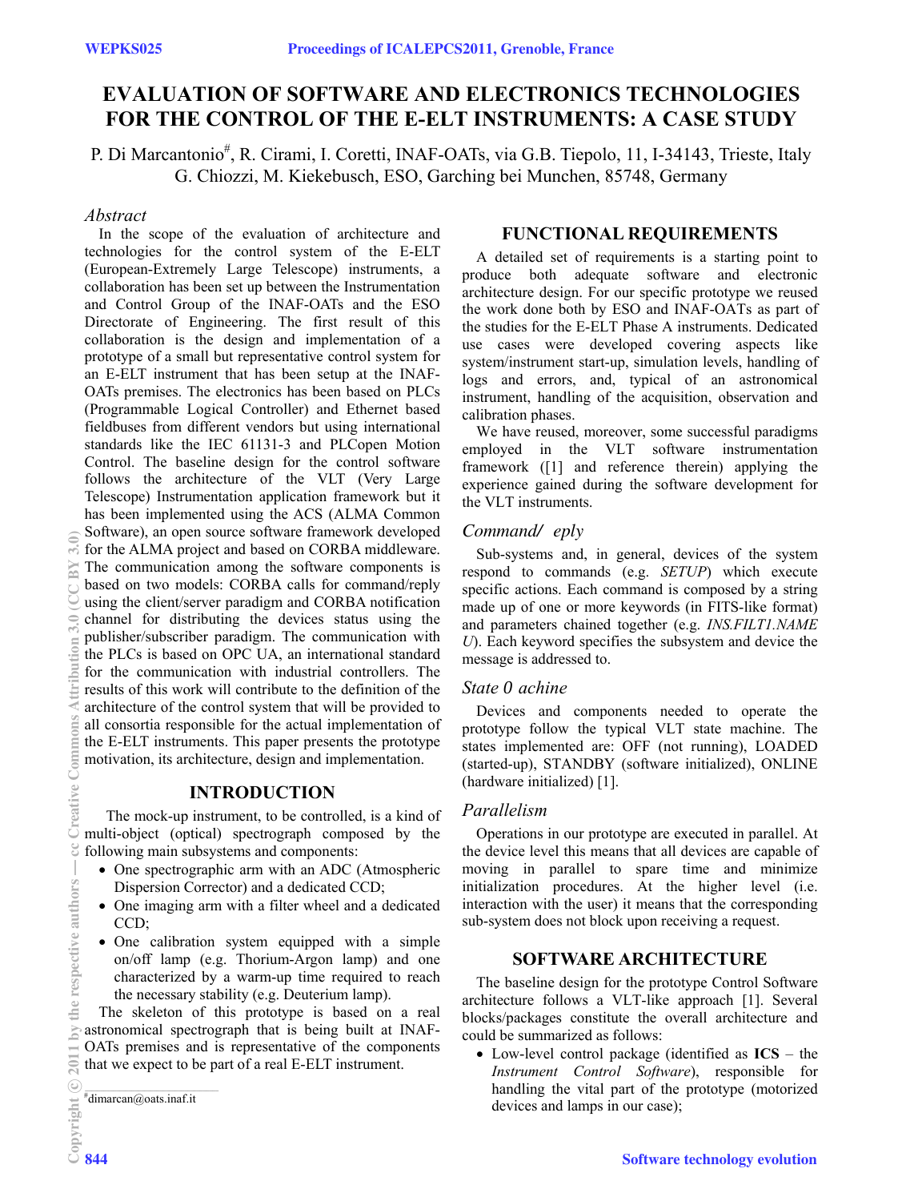# EVALUATION OF SOFTWARE AND ELECTRONICS TECHNOLOGIES FOR THE CONTROL OF THE E-ELT INSTRUMENTS: A CASE STUDY

P. Di Marcantonio[#], R. Cirami, I. Coretti, INAF-OATs, via G.B. Tiepolo, 11, I-34143, Trieste, Italy
G. Chiozzi, M. Kiekebusch, ESO, Garching bei Munchen, 85748, Germany

*Abstract*

In the scope of the evaluation of architecture and technologies for the control system of the E-ELT (European-Extremely Large Telescope) instruments, a collaboration has been set up between the Instrumentation and Control Group of the INAF-OATs and the ESO Directorate of Engineering. The first result of this collaboration is the design and implementation of a prototype of a small but representative control system for an E-ELT instrument that has been setup at the INAF-OATs premises. The electronics has been based on PLCs (Programmable Logical Controller) and Ethernet based fieldbuses from different vendors but using international standards like the IEC 61131-3 and PLCopen Motion Control. The baseline design for the control software follows the architecture of the VLT (Very Large Telescope) Instrumentation application framework but it has been implemented using the ACS (ALMA Common Software), an open source software framework developed for the ALMA project and based on CORBA middleware. The communication among the software components is based on two models: CORBA calls for command/reply using the client/server paradigm and CORBA notification channel for distributing the devices status using the publisher/subscriber paradigm. The communication with the PLCs is based on OPC UA, an international standard for the communication with industrial controllers. The results of this work will contribute to the definition of the architecture of the control system that will be provided to all consortia responsible for the actual implementation of the E-ELT instruments. This paper presents the prototype motivation, its architecture, design and implementation.

## INTRODUCTION

The mock-up instrument, to be controlled, is a kind of multi-object (optical) spectrograph composed by the following main subsystems and components:

- One spectrographic arm with an ADC (Atmospheric Dispersion Corrector) and a dedicated CCD;
- One imaging arm with a filter wheel and a dedicated CCD;
- One calibration system equipped with a simple on/off lamp (e.g. Thorium-Argon lamp) and one characterized by a warm-up time required to reach the necessary stability (e.g. Deuterium lamp).

The skeleton of this prototype is based on a real astronomical spectrograph that is being built at INAF-OATs premises and is representative of the components that we expect to be part of a real E-ELT instrument.

[#]dimarcan@oats.inaf.it

## FUNCTIONAL REQUIREMENTS

A detailed set of requirements is a starting point to produce both adequate software and electronic architecture design. For our specific prototype we reused the work done both by ESO and INAF-OATs as part of the studies for the E-ELT Phase A instruments. Dedicated use cases were developed covering aspects like system/instrument start-up, simulation levels, handling of logs and errors, and, typical of an astronomical instrument, handling of the acquisition, observation and calibration phases.

We have reused, moreover, some successful paradigms employed in the VLT software instrumentation framework ([1] and reference therein) applying the experience gained during the software development for the VLT instruments.

### *Command/ eply*

Sub-systems and, in general, devices of the system respond to commands (e.g. *SETUP*) which execute specific actions. Each command is composed by a string made up of one or more keywords (in FITS-like format) and parameters chained together (e.g. *INS.FILT1.NAME U*). Each keyword specifies the subsystem and device the message is addressed to.

### *State 0 achine*

Devices and components needed to operate the prototype follow the typical VLT state machine. The states implemented are: OFF (not running), LOADED (started-up), STANDBY (software initialized), ONLINE (hardware initialized) [1].

### *Parallelism*

Operations in our prototype are executed in parallel. At the device level this means that all devices are capable of moving in parallel to spare time and minimize initialization procedures. At the higher level (i.e. interaction with the user) it means that the corresponding sub-system does not block upon receiving a request.

## SOFTWARE ARCHITECTURE

The baseline design for the prototype Control Software architecture follows a VLT-like approach [1]. Several blocks/packages constitute the overall architecture and could be summarized as follows:

- Low-level control package (identified as **ICS** – the *Instrument Control Software*), responsible for handling the vital part of the prototype (motorized devices and lamps in our case);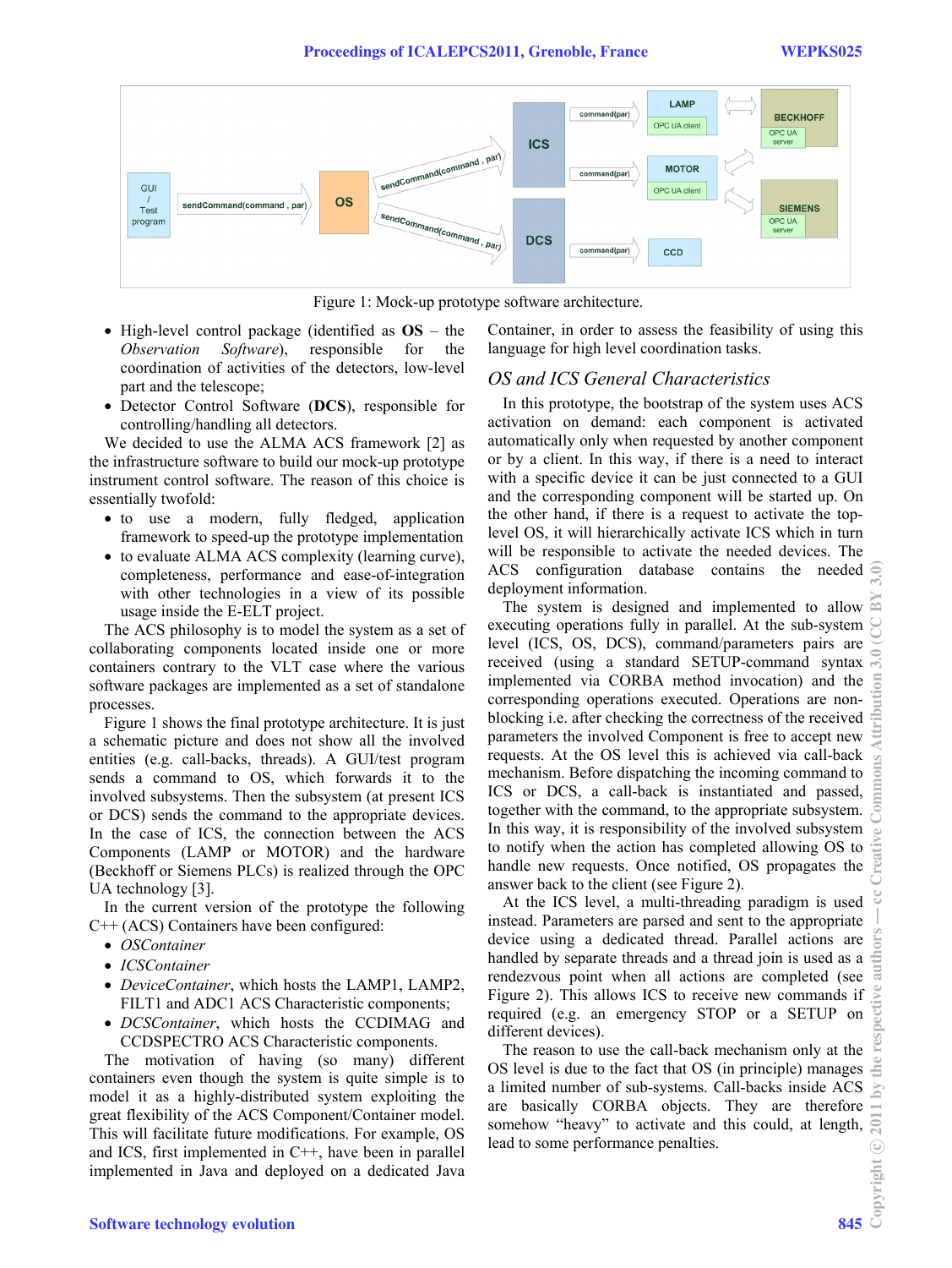Figure 1: Mock-up prototype software architecture.

- High-level control package (identified as **OS** – the *Observation Software*), responsible for the coordination of activities of the detectors, low-level part and the telescope;
- Detector Control Software (**DCS**), responsible for controlling/handling all detectors.

We decided to use the ALMA ACS framework [2] as the infrastructure software to build our mock-up prototype instrument control software. The reason of this choice is essentially twofold:

- to use a modern, fully fledged, application framework to speed-up the prototype implementation
- to evaluate ALMA ACS complexity (learning curve), completeness, performance and ease-of-integration with other technologies in a view of its possible usage inside the E-ELT project.

The ACS philosophy is to model the system as a set of collaborating components located inside one or more containers contrary to the VLT case where the various software packages are implemented as a set of standalone processes.

Figure 1 shows the final prototype architecture. It is just a schematic picture and does not show all the involved entities (e.g. call-backs, threads). A GUI/test program sends a command to OS, which forwards it to the involved subsystems. Then the subsystem (at present ICS or DCS) sends the command to the appropriate devices. In the case of ICS, the connection between the ACS Components (LAMP or MOTOR) and the hardware (Beckhoff or Siemens PLCs) is realized through the OPC UA technology [3].

In the current version of the prototype the following C++ (ACS) Containers have been configured:

- *OSContainer*
- *ICSContainer*
- *DeviceContainer*, which hosts the LAMP1, LAMP2, FILT1 and ADC1 ACS Characteristic components;
- *DCSContainer*, which hosts the CCDIMAG and CCDSPECTRO ACS Characteristic components.

The motivation of having (so many) different containers even though the system is quite simple is to model it as a highly-distributed system exploiting the great flexibility of the ACS Component/Container model. This will facilitate future modifications. For example, OS and ICS, first implemented in C++, have been in parallel implemented in Java and deployed on a dedicated Java Container, in order to assess the feasibility of using this language for high level coordination tasks.

### *OS and ICS General Characteristics*

In this prototype, the bootstrap of the system uses ACS activation on demand: each component is activated automatically only when requested by another component or by a client. In this way, if there is a need to interact with a specific device it can be just connected to a GUI and the corresponding component will be started up. On the other hand, if there is a request to activate the top-level OS, it will hierarchically activate ICS which in turn will be responsible to activate the needed devices. The ACS configuration database contains the needed deployment information.

The system is designed and implemented to allow executing operations fully in parallel. At the sub-system level (ICS, OS, DCS), command/parameters pairs are received (using a standard SETUP-command syntax implemented via CORBA method invocation) and the corresponding operations executed. Operations are non-blocking i.e. after checking the correctness of the received parameters the involved Component is free to accept new requests. At the OS level this is achieved via call-back mechanism. Before dispatching the incoming command to ICS or DCS, a call-back is instantiated and passed, together with the command, to the appropriate subsystem. In this way, it is responsibility of the involved subsystem to notify when the action has completed allowing OS to handle new requests. Once notified, OS propagates the answer back to the client (see Figure 2).

At the ICS level, a multi-threading paradigm is used instead. Parameters are parsed and sent to the appropriate device using a dedicated thread. Parallel actions are handled by separate threads and a thread join is used as a rendezvous point when all actions are completed (see Figure 2). This allows ICS to receive new commands if required (e.g. an emergency STOP or a SETUP on different devices).

The reason to use the call-back mechanism only at the OS level is due to the fact that OS (in principle) manages a limited number of sub-systems. Call-backs inside ACS are basically CORBA objects. They are therefore somehow "heavy" to activate and this could, at length, lead to some performance penalties.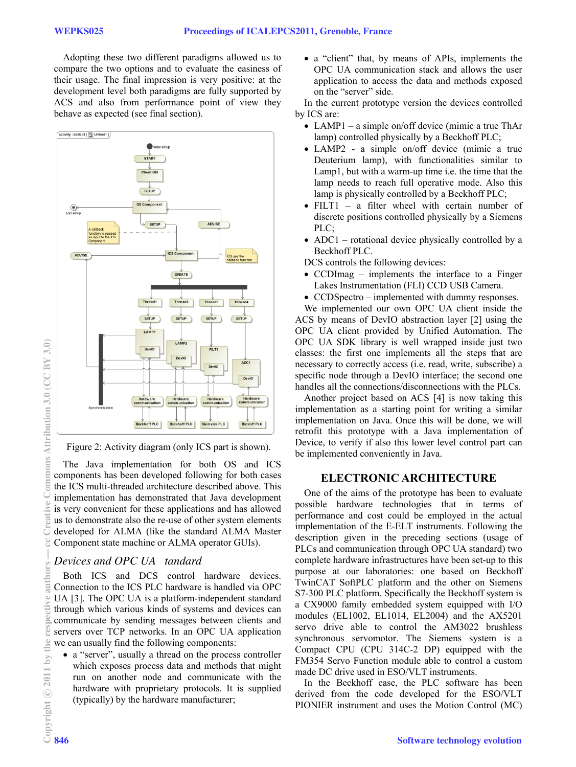Adopting these two different paradigms allowed us to compare the two options and to evaluate the easiness of their usage. The final impression is very positive: at the development level both paradigms are fully supported by ACS and also from performance point of view they behave as expected (see final section).

Figure 2: Activity diagram (only ICS part is shown).

The Java implementation for both OS and ICS components has been developed following for both cases the ICS multi-threaded architecture described above. This implementation has demonstrated that Java development is very convenient for these applications and has allowed us to demonstrate also the re-use of other system elements developed for ALMA (like the standard ALMA Master Component state machine or ALMA operator GUIs).

### Devices and OPC UA tandard

Both ICS and DCS control hardware devices. Connection to the ICS PLC hardware is handled via OPC UA [3]. The OPC UA is a platform-independent standard through which various kinds of systems and devices can communicate by sending messages between clients and servers over TCP networks. In an OPC UA application we can usually find the following components:

- a "server", usually a thread on the process controller which exposes process data and methods that might run on another node and communicate with the hardware with proprietary protocols. It is supplied (typically) by the hardware manufacturer;
- a "client" that, by means of APIs, implements the OPC UA communication stack and allows the user application to access the data and methods exposed on the "server" side.

In the current prototype version the devices controlled by ICS are:

- LAMP1 – a simple on/off device (mimic a true ThAr lamp) controlled physically by a Beckhoff PLC;
- LAMP2 - a simple on/off device (mimic a true Deuterium lamp), with functionalities similar to Lamp1, but with a warm-up time i.e. the time that the lamp needs to reach full operative mode. Also this lamp is physically controlled by a Beckhoff PLC;
- FILT1 – a filter wheel with certain number of discrete positions controlled physically by a Siemens PLC;
- ADC1 – rotational device physically controlled by a Beckhoff PLC.

DCS controls the following devices:

- CCDImag – implements the interface to a Finger Lakes Instrumentation (FLI) CCD USB Camera.
- CCDSpectro – implemented with dummy responses.

We implemented our own OPC UA client inside the ACS by means of DevIO abstraction layer [2] using the OPC UA client provided by Unified Automation. The OPC UA SDK library is well wrapped inside just two classes: the first one implements all the steps that are necessary to correctly access (i.e. read, write, subscribe) a specific node through a DevIO interface; the second one handles all the connections/disconnections with the PLCs.

Another project based on ACS [4] is now taking this implementation as a starting point for writing a similar implementation on Java. Once this will be done, we will retrofit this prototype with a Java implementation of Device, to verify if also this lower level control part can be implemented conveniently in Java.

## ELECTRONIC ARCHITECTURE

One of the aims of the prototype has been to evaluate possible hardware technologies that in terms of performance and cost could be employed in the actual implementation of the E-ELT instruments. Following the description given in the preceding sections (usage of PLCs and communication through OPC UA standard) two complete hardware infrastructures have been set-up to this purpose at our laboratories: one based on Beckhoff TwinCAT SoftPLC platform and the other on Siemens S7-300 PLC platform. Specifically the Beckhoff system is a CX9000 family embedded system equipped with I/O modules (EL1002, EL1014, EL2004) and the AX5201 servo drive able to control the AM3022 brushless synchronous servomotor. The Siemens system is a Compact CPU (CPU 314C-2 DP) equipped with the FM354 Servo Function module able to control a custom made DC drive used in ESO/VLT instruments.

In the Beckhoff case, the PLC software has been derived from the code developed for the ESO/VLT PIONIER instrument and uses the Motion Control (MC)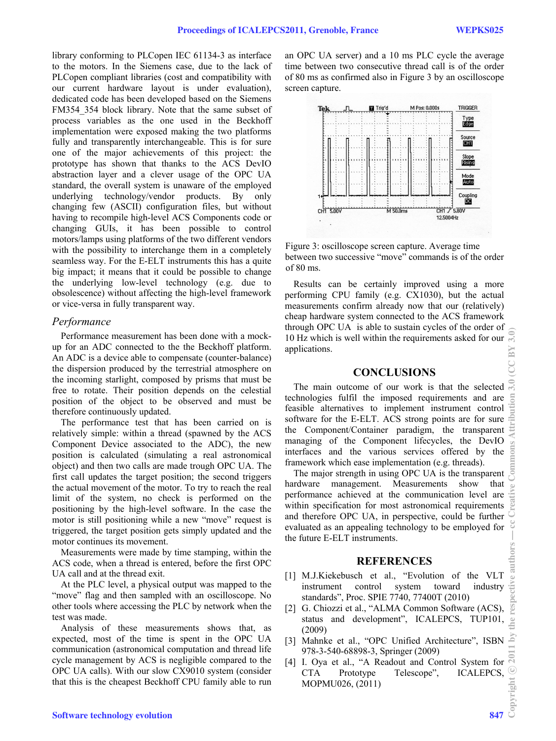library conforming to PLCopen IEC 61134-3 as interface to the motors. In the Siemens case, due to the lack of PLCopen compliant libraries (cost and compatibility with our current hardware layout is under evaluation), dedicated code has been developed based on the Siemens FM354_354 block library. Note that the same subset of process variables as the one used in the Beckhoff implementation were exposed making the two platforms fully and transparently interchangeable. This is for sure one of the major achievements of this project: the prototype has shown that thanks to the ACS DevIO abstraction layer and a clever usage of the OPC UA standard, the overall system is unaware of the employed underlying technology/vendor products. By only changing few (ASCII) configuration files, but without having to recompile high-level ACS Components code or changing GUIs, it has been possible to control motors/lamps using platforms of the two different vendors with the possibility to interchange them in a completely seamless way. For the E-ELT instruments this has a quite big impact; it means that it could be possible to change the underlying low-level technology (e.g. due to obsolescence) without affecting the high-level framework or vice-versa in fully transparent way.

### *Performance*

Performance measurement has been done with a mock-up for an ADC connected to the the Beckhoff platform. An ADC is a device able to compensate (counter-balance) the dispersion produced by the terrestrial atmosphere on the incoming starlight, composed by prisms that must be free to rotate. Their position depends on the celestial position of the object to be observed and must be therefore continuously updated.

The performance test that has been carried on is relatively simple: within a thread (spawned by the ACS Component Device associated to the ADC), the new position is calculated (simulating a real astronomical object) and then two calls are made trough OPC UA. The first call updates the target position; the second triggers the actual movement of the motor. To try to reach the real limit of the system, no check is performed on the positioning by the high-level software. In the case the motor is still positioning while a new "move" request is triggered, the target position gets simply updated and the motor continues its movement.

Measurements were made by time stamping, within the ACS code, when a thread is entered, before the first OPC UA call and at the thread exit.

At the PLC level, a physical output was mapped to the "move" flag and then sampled with an oscilloscope. No other tools where accessing the PLC by network when the test was made.

Analysis of these measurements shows that, as expected, most of the time is spent in the OPC UA communication (astronomical computation and thread life cycle management by ACS is negligible compared to the OPC UA calls). With our slow CX9010 system (consider that this is the cheapest Beckhoff CPU family able to run an OPC UA server) and a 10 ms PLC cycle the average time between two consecutive thread call is of the order of 80 ms as confirmed also in Figure 3 by an oscilloscope screen capture.

Tek Trig'd M Pos: 0.000s
TRIGGER
Type Edge
Source CH1
Slope Rising
Mode Auto
Coupling DC
CH1 5.00V M 50.0ms CH1 ⁄ 5.80V
12.5004Hz

Figure 3: oscilloscope screen capture. Average time between two successive "move" commands is of the order of 80 ms.

Results can be certainly improved using a more performing CPU family (e.g. CX1030), but the actual measurements confirm already now that our (relatively) cheap hardware system connected to the ACS framework through OPC UA is able to sustain cycles of the order of 10 Hz which is well within the requirements asked for our applications.

## CONCLUSIONS

The main outcome of our work is that the selected technologies fulfil the imposed requirements and are feasible alternatives to implement instrument control software for the E-ELT. ACS strong points are for sure the Component/Container paradigm, the transparent managing of the Component lifecycles, the DevIO interfaces and the various services offered by the framework which ease implementation (e.g. threads).

The major strength in using OPC UA is the transparent hardware management. Measurements show that performance achieved at the communication level are within specification for most astronomical requirements and therefore OPC UA, in perspective, could be further evaluated as an appealing technology to be employed for the future E-ELT instruments.

## REFERENCES

[1] M.J.Kiekebusch et al., "Evolution of the VLT instrument control system toward industry standards", Proc. SPIE 7740, 77400T (2010)

[2] G. Chiozzi et al., "ALMA Common Software (ACS), status and development", ICALEPCS, TUP101, (2009)

[3] Mahnke et al., "OPC Unified Architecture", ISBN 978-3-540-68898-3, Springer (2009)

[4] I. Oya et al., "A Readout and Control System for CTA Prototype Telescope", ICALEPCS, MOPMU026, (2011)